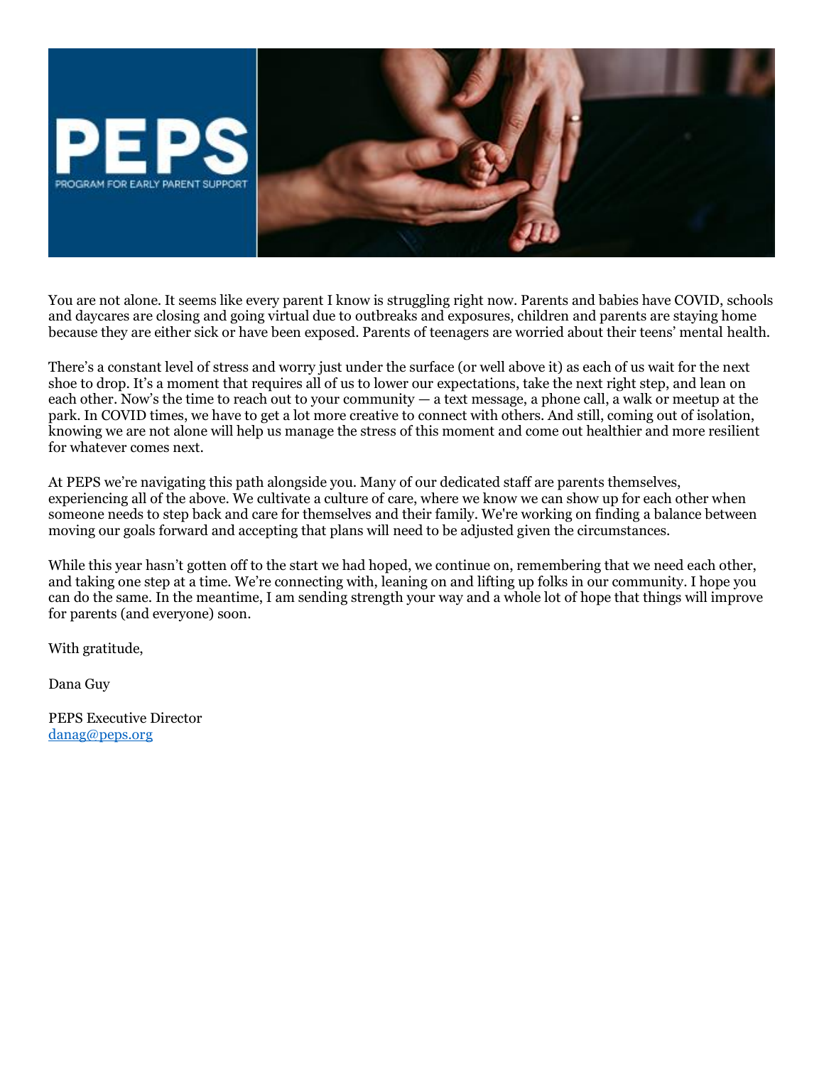You are not alone. It seems like every parent I know is struggling right now. Parents and babies have COVID, schools and daycares are closing and going virtual due to outbreaks and exposures, children and parents are staying home because they are either sick or have been exposed. Parents of teenagers are worried about their teens' mental health.

There's a constant level of stress and worry just under the surface (or well above it) as each of us wait for the next shoe to drop. It's a moment that requires all of us to lower our expectations, take the next right step, and lean on each other. Now's the time to reach out to your community — a text message, a phone call, a walk or meetup at the park. In COVID times, we have to get a lot more creative to connect with others. And still, coming out of isolation, knowing we are not alone will help us manage the stress of this moment and come out healthier and more resilient for whatever comes next.

At PEPS we're navigating this path alongside you. Many of our dedicated staff are parents themselves, experiencing all of the above. We cultivate a culture of care, where we know we can show up for each other when someone needs to step back and care for themselves and their family. We're working on finding a balance between moving our goals forward and accepting that plans will need to be adjusted given the circumstances.

While this year hasn't gotten off to the start we had hoped, we continue on, remembering that we need each other, and taking one step at a time. We're connecting with, leaning on and lifting up folks in our community. I hope you can do the same. In the meantime, I am sending strength your way and a whole lot of hope that things will improve for parents (and everyone) soon.

With gratitude,

Dana Guy

PEPS Executive Director
danag@peps.org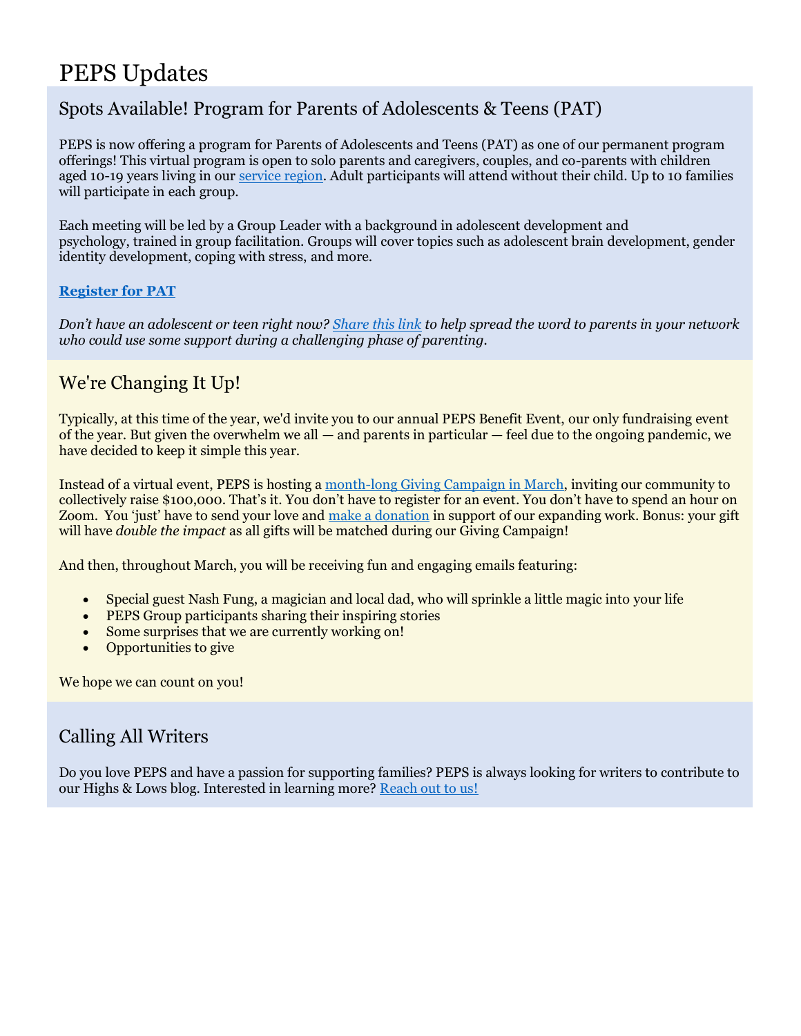# PEPS Updates

## Spots Available! Program for Parents of Adolescents & Teens (PAT)

PEPS is now offering a program for Parents of Adolescents and Teens (PAT) as one of our permanent program offerings! This virtual program is open to solo parents and caregivers, couples, and co-parents with children aged 10-19 years living in our service region. Adult participants will attend without their child. Up to 10 families will participate in each group.

Each meeting will be led by a Group Leader with a background in adolescent development and psychology, trained in group facilitation. Groups will cover topics such as adolescent brain development, gender identity development, coping with stress, and more.

**Register for PAT**

*Don't have an adolescent or teen right now? Share this link to help spread the word to parents in your network who could use some support during a challenging phase of parenting.*

## We're Changing It Up!

Typically, at this time of the year, we'd invite you to our annual PEPS Benefit Event, our only fundraising event of the year. But given the overwhelm we all — and parents in particular — feel due to the ongoing pandemic, we have decided to keep it simple this year.

Instead of a virtual event, PEPS is hosting a month-long Giving Campaign in March, inviting our community to collectively raise $100,000. That's it. You don't have to register for an event. You don't have to spend an hour on Zoom. You 'just' have to send your love and make a donation in support of our expanding work. Bonus: your gift will have *double the impact* as all gifts will be matched during our Giving Campaign!

And then, throughout March, you will be receiving fun and engaging emails featuring:

- Special guest Nash Fung, a magician and local dad, who will sprinkle a little magic into your life
- PEPS Group participants sharing their inspiring stories
- Some surprises that we are currently working on!
- Opportunities to give

We hope we can count on you!

## Calling All Writers

Do you love PEPS and have a passion for supporting families? PEPS is always looking for writers to contribute to our Highs & Lows blog. Interested in learning more? Reach out to us!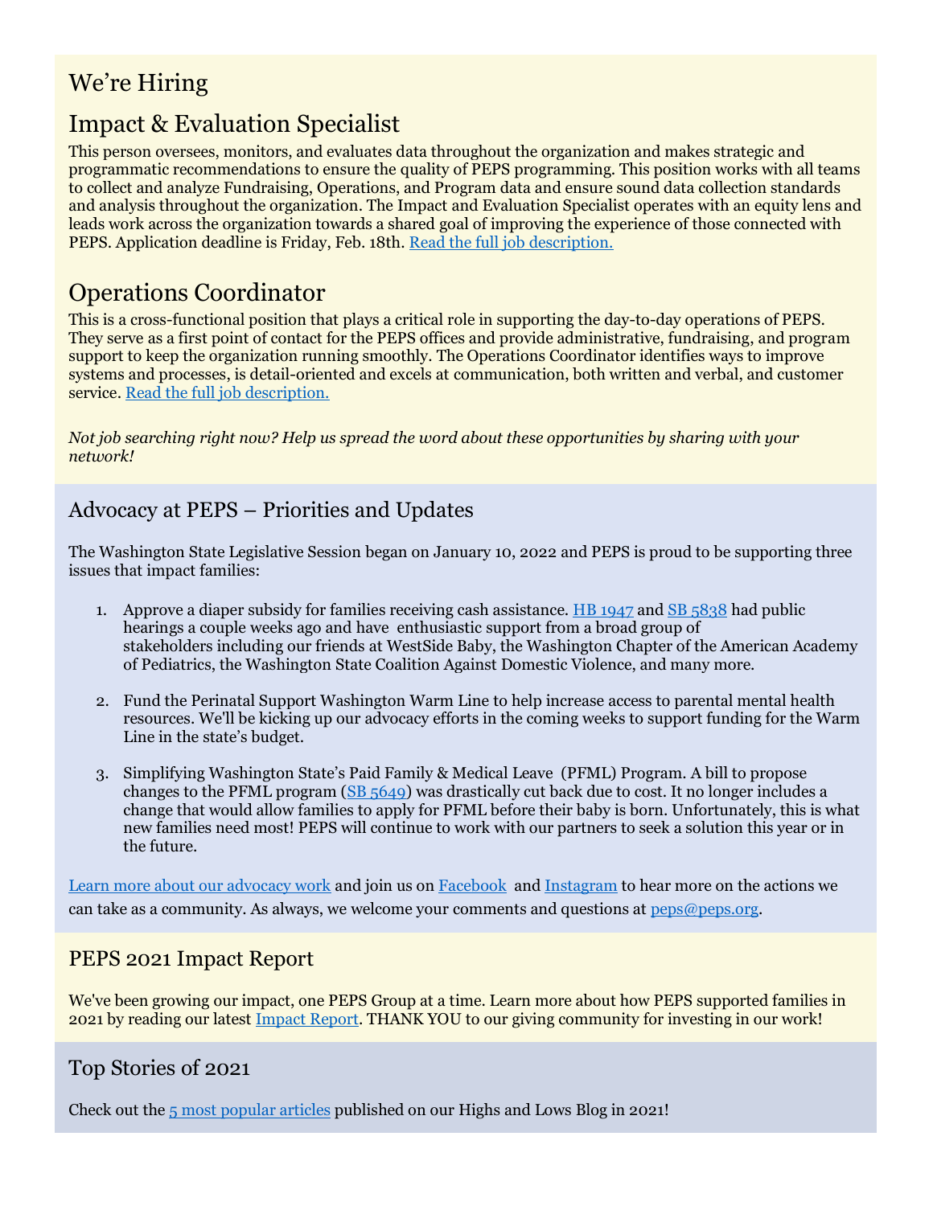# We're Hiring

## Impact & Evaluation Specialist

This person oversees, monitors, and evaluates data throughout the organization and makes strategic and programmatic recommendations to ensure the quality of PEPS programming. This position works with all teams to collect and analyze Fundraising, Operations, and Program data and ensure sound data collection standards and analysis throughout the organization. The Impact and Evaluation Specialist operates with an equity lens and leads work across the organization towards a shared goal of improving the experience of those connected with PEPS. Application deadline is Friday, Feb. 18th. Read the full job description.

## Operations Coordinator

This is a cross-functional position that plays a critical role in supporting the day-to-day operations of PEPS. They serve as a first point of contact for the PEPS offices and provide administrative, fundraising, and program support to keep the organization running smoothly. The Operations Coordinator identifies ways to improve systems and processes, is detail-oriented and excels at communication, both written and verbal, and customer service. Read the full job description.

*Not job searching right now? Help us spread the word about these opportunities by sharing with your network!*

## Advocacy at PEPS – Priorities and Updates

The Washington State Legislative Session began on January 10, 2022 and PEPS is proud to be supporting three issues that impact families:

1. Approve a diaper subsidy for families receiving cash assistance. HB 1947 and SB 5838 had public hearings a couple weeks ago and have enthusiastic support from a broad group of stakeholders including our friends at WestSide Baby, the Washington Chapter of the American Academy of Pediatrics, the Washington State Coalition Against Domestic Violence, and many more.

2. Fund the Perinatal Support Washington Warm Line to help increase access to parental mental health resources. We'll be kicking up our advocacy efforts in the coming weeks to support funding for the Warm Line in the state's budget.

3. Simplifying Washington State's Paid Family & Medical Leave (PFML) Program. A bill to propose changes to the PFML program (SB 5649) was drastically cut back due to cost. It no longer includes a change that would allow families to apply for PFML before their baby is born. Unfortunately, this is what new families need most! PEPS will continue to work with our partners to seek a solution this year or in the future.

Learn more about our advocacy work and join us on Facebook and Instagram to hear more on the actions we can take as a community. As always, we welcome your comments and questions at peps@peps.org.

## PEPS 2021 Impact Report

We've been growing our impact, one PEPS Group at a time. Learn more about how PEPS supported families in 2021 by reading our latest Impact Report. THANK YOU to our giving community for investing in our work!

## Top Stories of 2021

Check out the 5 most popular articles published on our Highs and Lows Blog in 2021!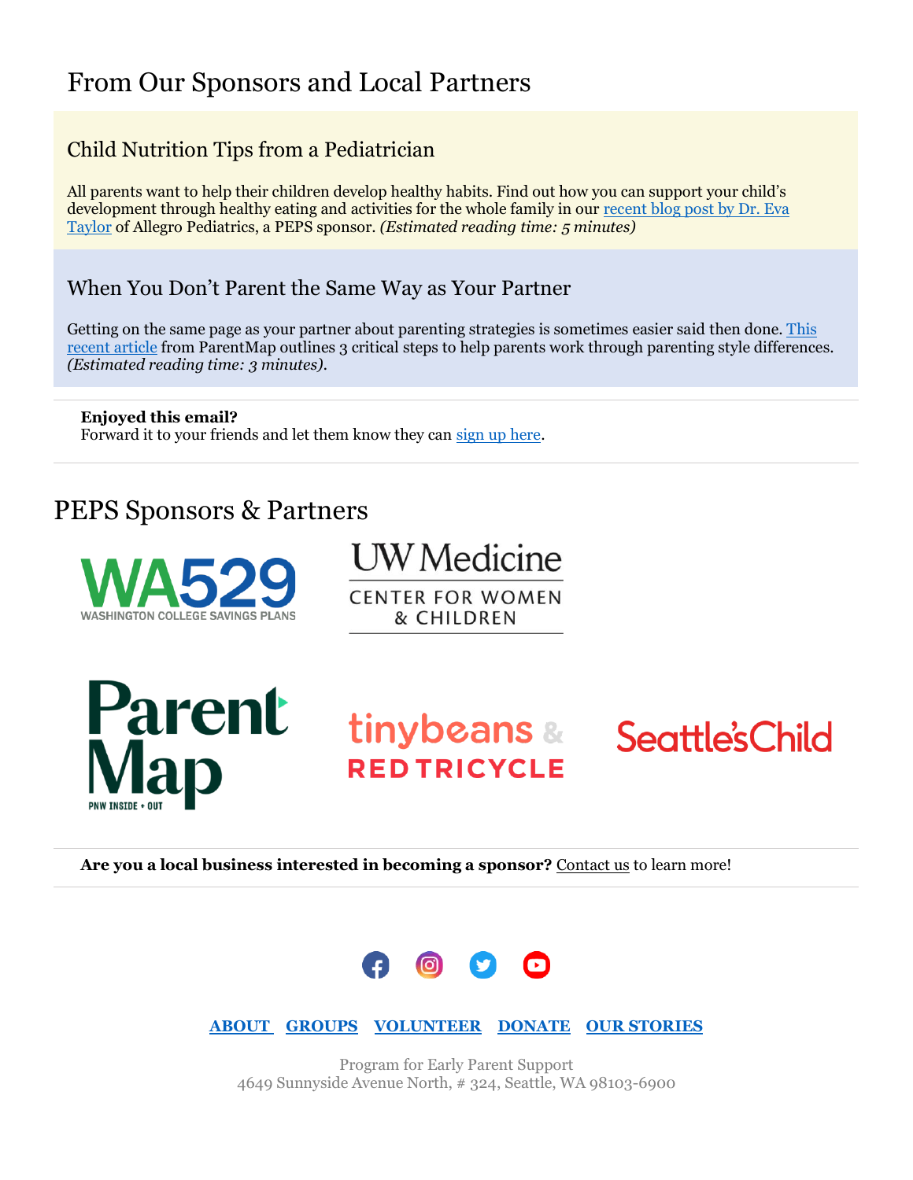# From Our Sponsors and Local Partners

## Child Nutrition Tips from a Pediatrician

All parents want to help their children develop healthy habits. Find out how you can support your child's development through healthy eating and activities for the whole family in our recent blog post by Dr. Eva Taylor of Allegro Pediatrics, a PEPS sponsor. *(Estimated reading time: 5 minutes)*

## When You Don't Parent the Same Way as Your Partner

Getting on the same page as your partner about parenting strategies is sometimes easier said then done. This recent article from ParentMap outlines 3 critical steps to help parents work through parenting style differences. *(Estimated reading time: 3 minutes)*.

**Enjoyed this email?**
Forward it to your friends and let them know they can sign up here.

# PEPS Sponsors & Partners

WA529 WASHINGTON COLLEGE SAVINGS PLANS

UW Medicine CENTER FOR WOMEN & CHILDREN

Parent Map PNW INSIDE + OUT

tinybeans & RED TRICYCLE

Seattle's Child

**Are you a local business interested in becoming a sponsor?** Contact us to learn more!

**ABOUT** **GROUPS** **VOLUNTEER** **DONATE** **OUR STORIES**

Program for Early Parent Support
4649 Sunnyside Avenue North, # 324, Seattle, WA 98103-6900